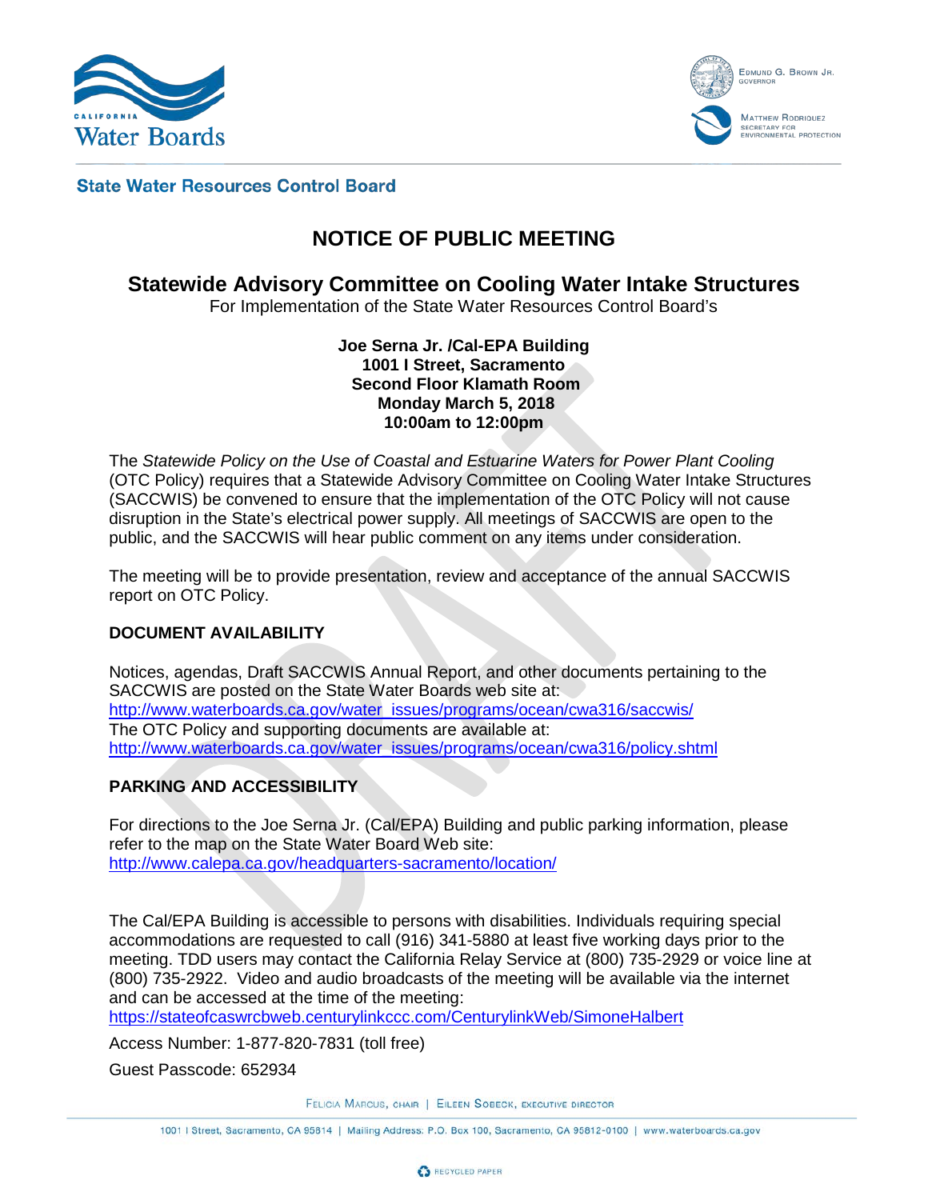**State Water Resources Control Board**

# NOTICE OF PUBLIC MEETING

## Statewide Advisory Committee on Cooling Water Intake Structures

For Implementation of the State Water Resources Control Board's

**Joe Serna Jr. /Cal-EPA Building**
**1001 I Street, Sacramento**
**Second Floor Klamath Room**
**Monday March 5, 2018**
**10:00am to 12:00pm**

The *Statewide Policy on the Use of Coastal and Estuarine Waters for Power Plant Cooling* (OTC Policy) requires that a Statewide Advisory Committee on Cooling Water Intake Structures (SACCWIS) be convened to ensure that the implementation of the OTC Policy will not cause disruption in the State's electrical power supply. All meetings of SACCWIS are open to the public, and the SACCWIS will hear public comment on any items under consideration.

The meeting will be to provide presentation, review and acceptance of the annual SACCWIS report on OTC Policy.

### DOCUMENT AVAILABILITY

Notices, agendas, Draft SACCWIS Annual Report, and other documents pertaining to the SACCWIS are posted on the State Water Boards web site at:
http://www.waterboards.ca.gov/water_issues/programs/ocean/cwa316/saccwis/
The OTC Policy and supporting documents are available at:
http://www.waterboards.ca.gov/water_issues/programs/ocean/cwa316/policy.shtml

### PARKING AND ACCESSIBILITY

For directions to the Joe Serna Jr. (Cal/EPA) Building and public parking information, please refer to the map on the State Water Board Web site:
http://www.calepa.ca.gov/headquarters-sacramento/location/

The Cal/EPA Building is accessible to persons with disabilities. Individuals requiring special accommodations are requested to call (916) 341-5880 at least five working days prior to the meeting. TDD users may contact the California Relay Service at (800) 735-2929 or voice line at (800) 735-2922. Video and audio broadcasts of the meeting will be available via the internet and can be accessed at the time of the meeting:
https://stateofcaswrcbweb.centurylinkccc.com/CenturylinkWeb/SimoneHalbert

Access Number: 1-877-820-7831 (toll free)

Guest Passcode: 652934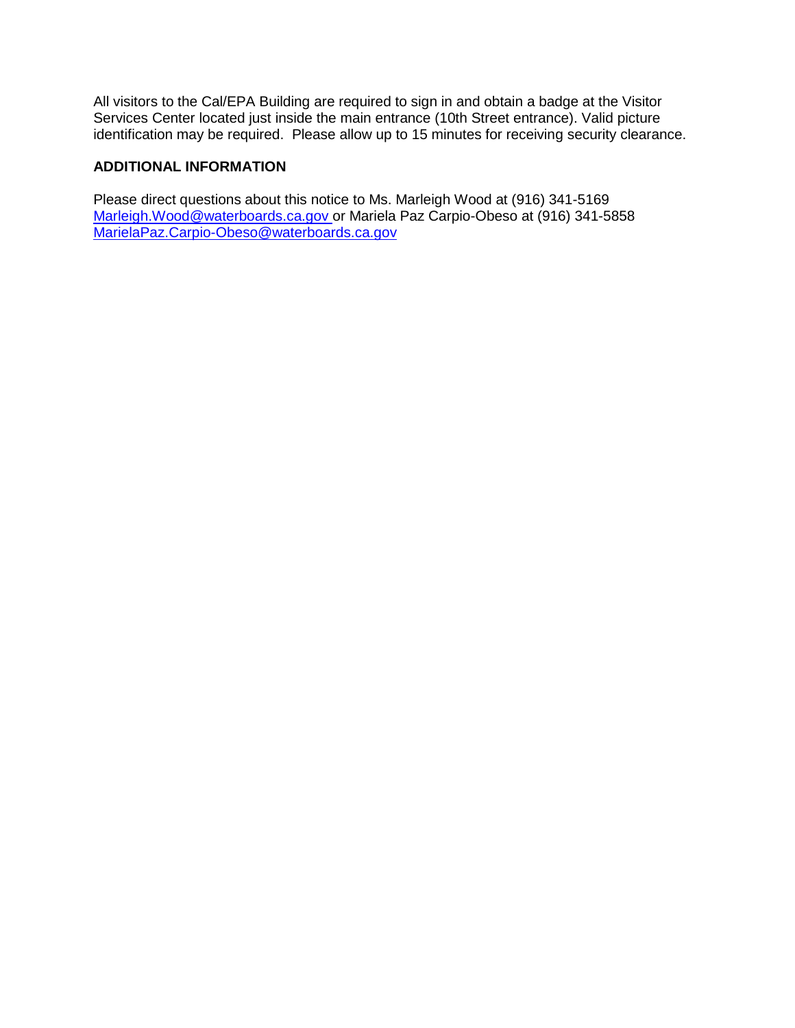All visitors to the Cal/EPA Building are required to sign in and obtain a badge at the Visitor Services Center located just inside the main entrance (10th Street entrance). Valid picture identification may be required. Please allow up to 15 minutes for receiving security clearance.

**ADDITIONAL INFORMATION**

Please direct questions about this notice to Ms. Marleigh Wood at (916) 341-5169 Marleigh.Wood@waterboards.ca.gov or Mariela Paz Carpio-Obeso at (916) 341-5858 MarielaPaz.Carpio-Obeso@waterboards.ca.gov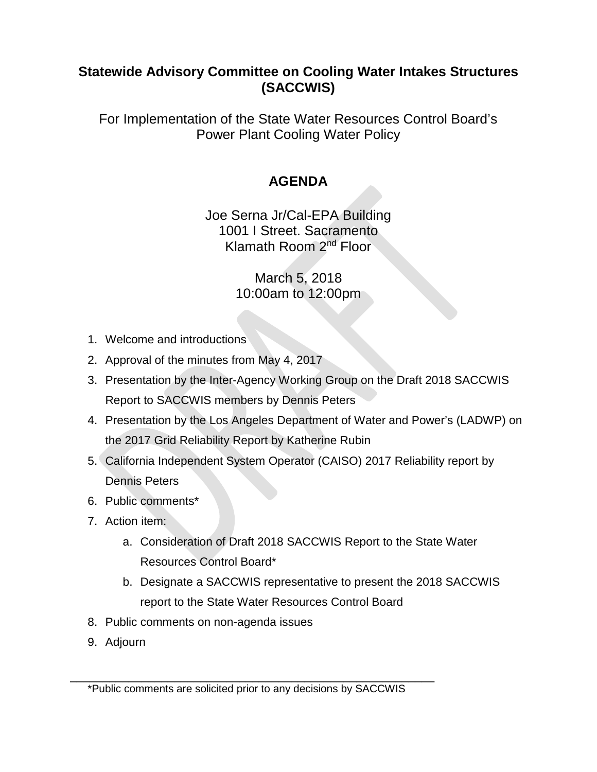**Statewide Advisory Committee on Cooling Water Intakes Structures (SACCWIS)**

For Implementation of the State Water Resources Control Board's Power Plant Cooling Water Policy

## AGENDA

Joe Serna Jr/Cal-EPA Building
1001 I Street. Sacramento
Klamath Room 2nd Floor

March 5, 2018
10:00am to 12:00pm

1. Welcome and introductions
2. Approval of the minutes from May 4, 2017
3. Presentation by the Inter-Agency Working Group on the Draft 2018 SACCWIS Report to SACCWIS members by Dennis Peters
4. Presentation by the Los Angeles Department of Water and Power's (LADWP) on the 2017 Grid Reliability Report by Katherine Rubin
5. California Independent System Operator (CAISO) 2017 Reliability report by Dennis Peters
6. Public comments*
7. Action item:
   a. Consideration of Draft 2018 SACCWIS Report to the State Water Resources Control Board*
   b. Designate a SACCWIS representative to present the 2018 SACCWIS report to the State Water Resources Control Board
8. Public comments on non-agenda issues
9. Adjourn

---

*Public comments are solicited prior to any decisions by SACCWIS